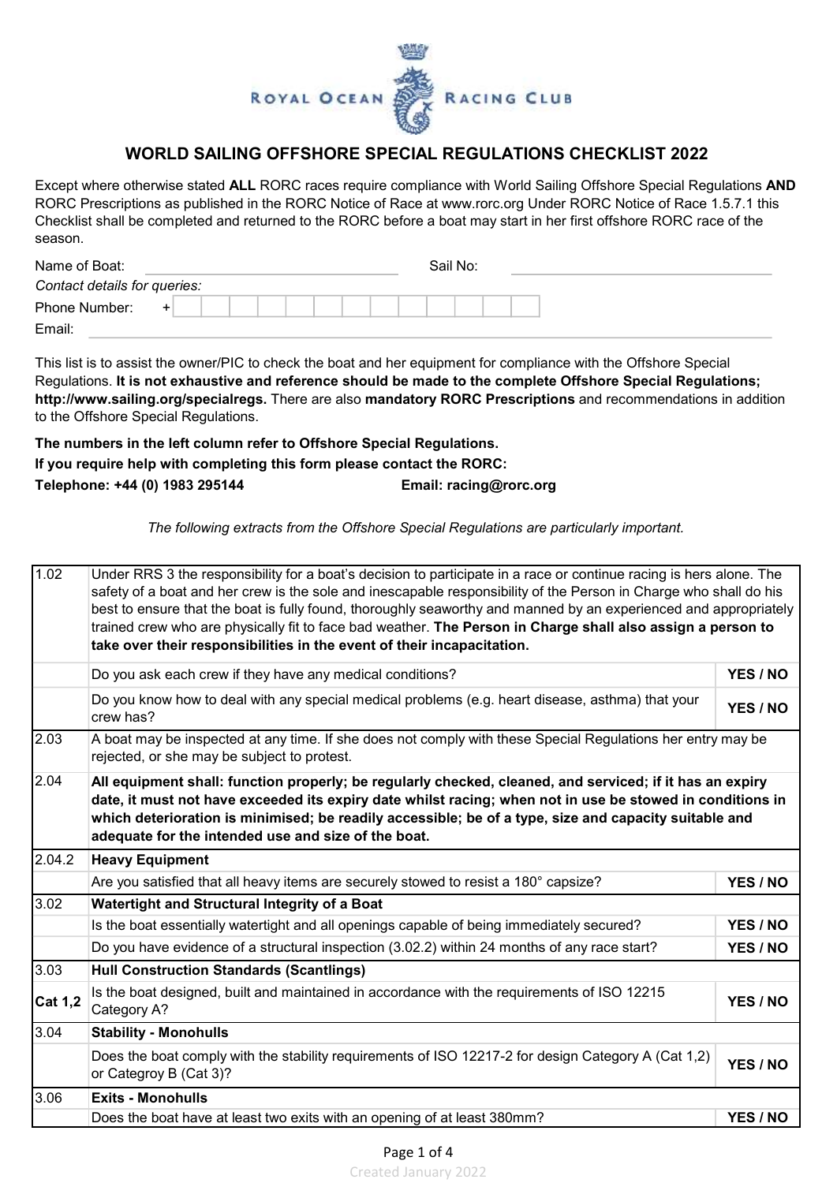ROYAL OCEAN RACING CLUB

# WORLD SAILING OFFSHORE SPECIAL REGULATIONS CHECKLIST 2022

Except where otherwise stated **ALL** RORC races require compliance with World Sailing Offshore Special Regulations **AND** RORC Prescriptions as published in the RORC Notice of Race at www.rorc.org Under RORC Notice of Race 1.5.7.1 this Checklist shall be completed and returned to the RORC before a boat may start in her first offshore RORC race of the season.

Name of Boat: ______________________ Sail No: ______________________

*Contact details for queries:*

Phone Number: + ______________________

Email: ______________________

This list is to assist the owner/PIC to check the boat and her equipment for compliance with the Offshore Special Regulations. **It is not exhaustive and reference should be made to the complete Offshore Special Regulations; http://www.sailing.org/specialregs.** There are also **mandatory RORC Prescriptions** and recommendations in addition to the Offshore Special Regulations.

**The numbers in the left column refer to Offshore Special Regulations.**

**If you require help with completing this form please contact the RORC:**

**Telephone: +44 (0) 1983 295144** **Email: racing@rorc.org**

*The following extracts from the Offshore Special Regulations are particularly important.*

| | | |
|---|---|---|
| 1.02 | Under RRS 3 the responsibility for a boat's decision to participate in a race or continue racing is hers alone. The safety of a boat and her crew is the sole and inescapable responsibility of the Person in Charge who shall do his best to ensure that the boat is fully found, thoroughly seaworthy and manned by an experienced and appropriately trained crew who are physically fit to face bad weather. **The Person in Charge shall also assign a person to take over their responsibilities in the event of their incapacitation.** | |
| | Do you ask each crew if they have any medical conditions? | **YES / NO** |
| | Do you know how to deal with any special medical problems (e.g. heart disease, asthma) that your crew has? | **YES / NO** |
| 2.03 | A boat may be inspected at any time. If she does not comply with these Special Regulations her entry may be rejected, or she may be subject to protest. | |
| 2.04 | **All equipment shall: function properly; be regularly checked, cleaned, and serviced; if it has an expiry date, it must not have exceeded its expiry date whilst racing; when not in use be stowed in conditions in which deterioration is minimised; be readily accessible; be of a type, size and capacity suitable and adequate for the intended use and size of the boat.** | |
| 2.04.2 | **Heavy Equipment** | |
| | Are you satisfied that all heavy items are securely stowed to resist a 180° capsize? | **YES / NO** |
| 3.02 | **Watertight and Structural Integrity of a Boat** | |
| | Is the boat essentially watertight and all openings capable of being immediately secured? | **YES / NO** |
| | Do you have evidence of a structural inspection (3.02.2) within 24 months of any race start? | **YES / NO** |
| 3.03 | **Hull Construction Standards (Scantlings)** | |
| **Cat 1,2** | Is the boat designed, built and maintained in accordance with the requirements of ISO 12215 Category A? | **YES / NO** |
| 3.04 | **Stability - Monohulls** | |
| | Does the boat comply with the stability requirements of ISO 12217-2 for design Category A (Cat 1,2) or Categroy B (Cat 3)? | **YES / NO** |
| 3.06 | **Exits - Monohulls** | |
| | Does the boat have at least two exits with an opening of at least 380mm? | **YES / NO** |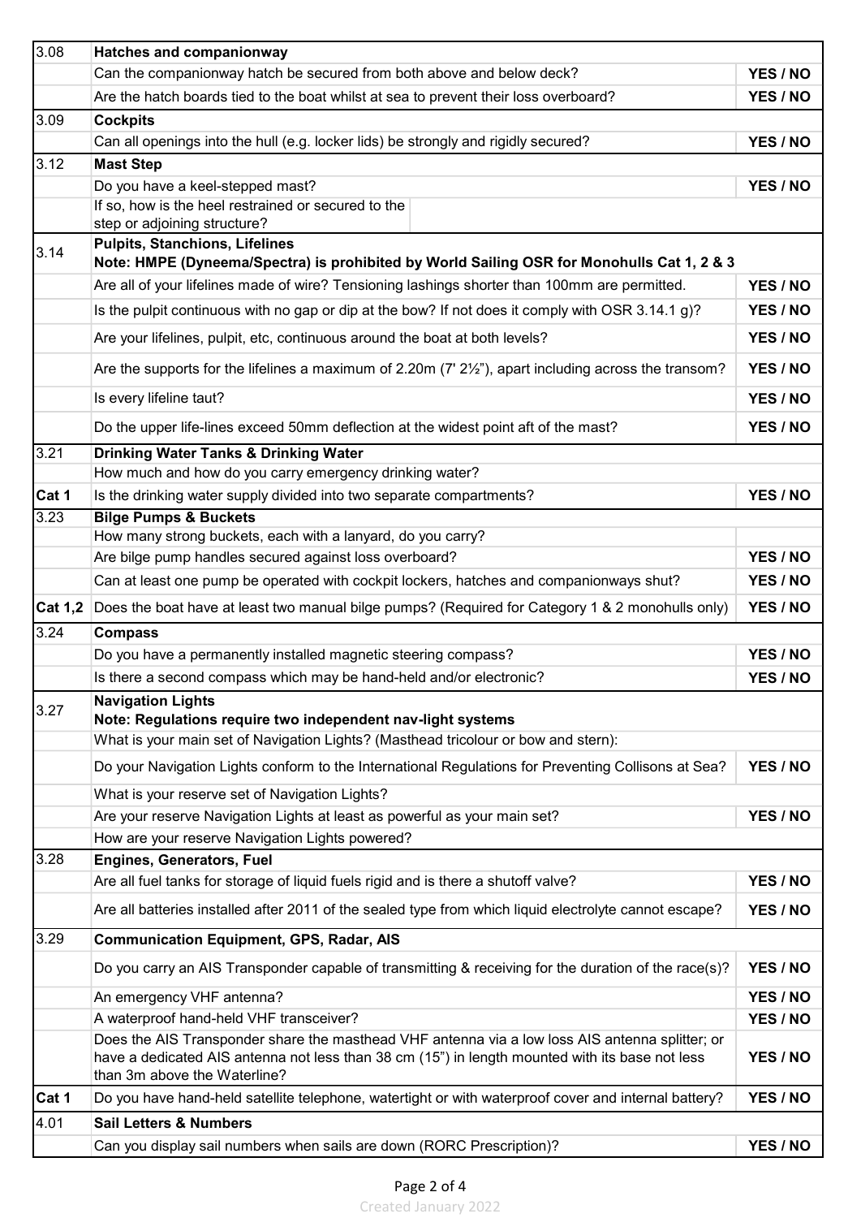| | | |
|---|---|---|
| 3.08 | **Hatches and companionway** | |
| | Can the companionway hatch be secured from both above and below deck? | **YES / NO** |
| | Are the hatch boards tied to the boat whilst at sea to prevent their loss overboard? | **YES / NO** |
| 3.09 | **Cockpits** | |
| | Can all openings into the hull (e.g. locker lids) be strongly and rigidly secured? | **YES / NO** |
| 3.12 | **Mast Step** | |
| | Do you have a keel-stepped mast? | **YES / NO** |
| | If so, how is the heel restrained or secured to the step or adjoining structure? | |
| 3.14 | **Pulpits, Stanchions, Lifelines**<br>**Note: HMPE (Dyneema/Spectra) is prohibited by World Sailing OSR for Monohulls Cat 1, 2 & 3** | |
| | Are all of your lifelines made of wire? Tensioning lashings shorter than 100mm are permitted. | **YES / NO** |
| | Is the pulpit continuous with no gap or dip at the bow? If not does it comply with OSR 3.14.1 g)? | **YES / NO** |
| | Are your lifelines, pulpit, etc, continuous around the boat at both levels? | **YES / NO** |
| | Are the supports for the lifelines a maximum of 2.20m (7' 2½"), apart including across the transom? | **YES / NO** |
| | Is every lifeline taut? | **YES / NO** |
| | Do the upper life-lines exceed 50mm deflection at the widest point aft of the mast? | **YES / NO** |
| 3.21 | **Drinking Water Tanks & Drinking Water** | |
| | How much and how do you carry emergency drinking water? | |
| **Cat 1** | Is the drinking water supply divided into two separate compartments? | **YES / NO** |
| 3.23 | **Bilge Pumps & Buckets** | |
| | How many strong buckets, each with a lanyard, do you carry? | |
| | Are bilge pump handles secured against loss overboard? | **YES / NO** |
| | Can at least one pump be operated with cockpit lockers, hatches and companionways shut? | **YES / NO** |
| **Cat 1,2** | Does the boat have at least two manual bilge pumps? (Required for Category 1 & 2 monohulls only) | **YES / NO** |
| 3.24 | **Compass** | |
| | Do you have a permanently installed magnetic steering compass? | **YES / NO** |
| | Is there a second compass which may be hand-held and/or electronic? | **YES / NO** |
| 3.27 | **Navigation Lights**<br>**Note: Regulations require two independent nav-light systems** | |
| | What is your main set of Navigation Lights? (Masthead tricolour or bow and stern): | |
| | Do your Navigation Lights conform to the International Regulations for Preventing Collisons at Sea? | **YES / NO** |
| | What is your reserve set of Navigation Lights? | |
| | Are your reserve Navigation Lights at least as powerful as your main set? | **YES / NO** |
| | How are your reserve Navigation Lights powered? | |
| 3.28 | **Engines, Generators, Fuel** | |
| | Are all fuel tanks for storage of liquid fuels rigid and is there a shutoff valve? | **YES / NO** |
| | Are all batteries installed after 2011 of the sealed type from which liquid electrolyte cannot escape? | **YES / NO** |
| 3.29 | **Communication Equipment, GPS, Radar, AIS** | |
| | Do you carry an AIS Transponder capable of transmitting & receiving for the duration of the race(s)? | **YES / NO** |
| | An emergency VHF antenna? | **YES / NO** |
| | A waterproof hand-held VHF transceiver? | **YES / NO** |
| | Does the AIS Transponder share the masthead VHF antenna via a low loss AIS antenna splitter; or have a dedicated AIS antenna not less than 38 cm (15") in length mounted with its base not less than 3m above the Waterline? | **YES / NO** |
| **Cat 1** | Do you have hand-held satellite telephone, watertight or with waterproof cover and internal battery? | **YES / NO** |
| 4.01 | **Sail Letters & Numbers** | |
| | Can you display sail numbers when sails are down (RORC Prescription)? | **YES / NO** |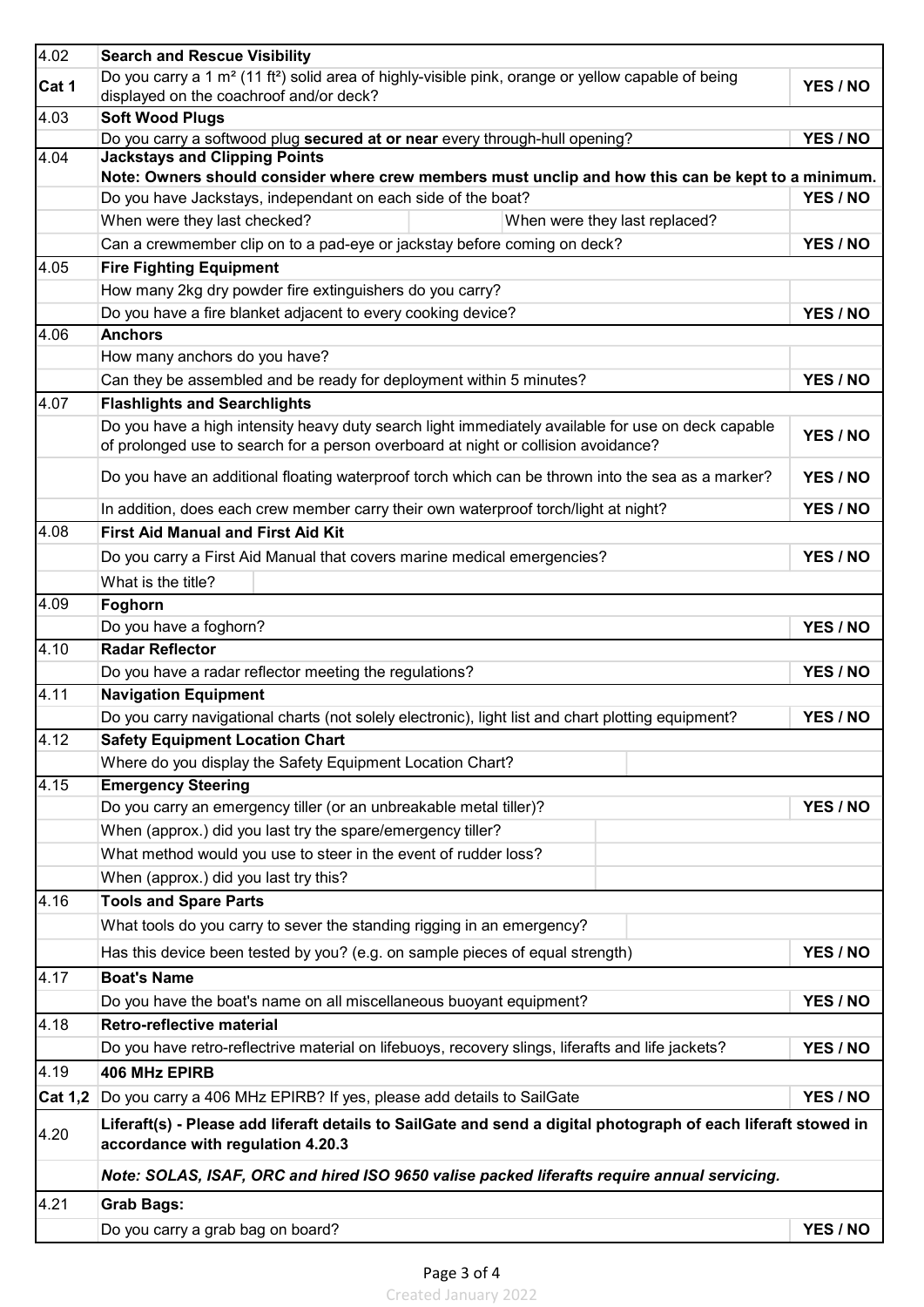| | | |
|---|---|---|
| 4.02 | **Search and Rescue Visibility** | |
| **Cat 1** | Do you carry a 1 m² (11 ft²) solid area of highly-visible pink, orange or yellow capable of being displayed on the coachroof and/or deck? | **YES / NO** |
| 4.03 | **Soft Wood Plugs** | |
| | Do you carry a softwood plug **secured at or near** every through-hull opening? | **YES / NO** |
| 4.04 | **Jackstays and Clipping Points** | |
| | **Note: Owners should consider where crew members must unclip and how this can be kept to a minimum.** | |
| | Do you have Jackstays, independant on each side of the boat? | **YES / NO** |
| | When were they last checked? When were they last replaced? | |
| | Can a crewmember clip on to a pad-eye or jackstay before coming on deck? | **YES / NO** |
| 4.05 | **Fire Fighting Equipment** | |
| | How many 2kg dry powder fire extinguishers do you carry? | |
| | Do you have a fire blanket adjacent to every cooking device? | **YES / NO** |
| 4.06 | **Anchors** | |
| | How many anchors do you have? | |
| | Can they be assembled and be ready for deployment within 5 minutes? | **YES / NO** |
| 4.07 | **Flashlights and Searchlights** | |
| | Do you have a high intensity heavy duty search light immediately available for use on deck capable of prolonged use to search for a person overboard at night or collision avoidance? | **YES / NO** |
| | Do you have an additional floating waterproof torch which can be thrown into the sea as a marker? | **YES / NO** |
| | In addition, does each crew member carry their own waterproof torch/light at night? | **YES / NO** |
| 4.08 | **First Aid Manual and First Aid Kit** | |
| | Do you carry a First Aid Manual that covers marine medical emergencies? | **YES / NO** |
| | What is the title? | |
| 4.09 | **Foghorn** | |
| | Do you have a foghorn? | **YES / NO** |
| 4.10 | **Radar Reflector** | |
| | Do you have a radar reflector meeting the regulations? | **YES / NO** |
| 4.11 | **Navigation Equipment** | |
| | Do you carry navigational charts (not solely electronic), light list and chart plotting equipment? | **YES / NO** |
| 4.12 | **Safety Equipment Location Chart** | |
| | Where do you display the Safety Equipment Location Chart? | |
| 4.15 | **Emergency Steering** | |
| | Do you carry an emergency tiller (or an unbreakable metal tiller)? | **YES / NO** |
| | When (approx.) did you last try the spare/emergency tiller? | |
| | What method would you use to steer in the event of rudder loss? | |
| | When (approx.) did you last try this? | |
| 4.16 | **Tools and Spare Parts** | |
| | What tools do you carry to sever the standing rigging in an emergency? | |
| | Has this device been tested by you? (e.g. on sample pieces of equal strength) | **YES / NO** |
| 4.17 | **Boat's Name** | |
| | Do you have the boat's name on all miscellaneous buoyant equipment? | **YES / NO** |
| 4.18 | **Retro-reflective material** | |
| | Do you have retro-reflectrive material on lifebuoys, recovery slings, liferafts and life jackets? | **YES / NO** |
| 4.19 | **406 MHz EPIRB** | |
| **Cat 1,2** | Do you carry a 406 MHz EPIRB? If yes, please add details to SailGate | **YES / NO** |
| 4.20 | **Liferaft(s) - Please add liferaft details to SailGate and send a digital photograph of each liferaft stowed in accordance with regulation 4.20.3** | |
| | ***Note: SOLAS, ISAF, ORC and hired ISO 9650 valise packed liferafts require annual servicing.*** | |
| 4.21 | **Grab Bags:** | |
| | Do you carry a grab bag on board? | **YES / NO** |

Created January 2022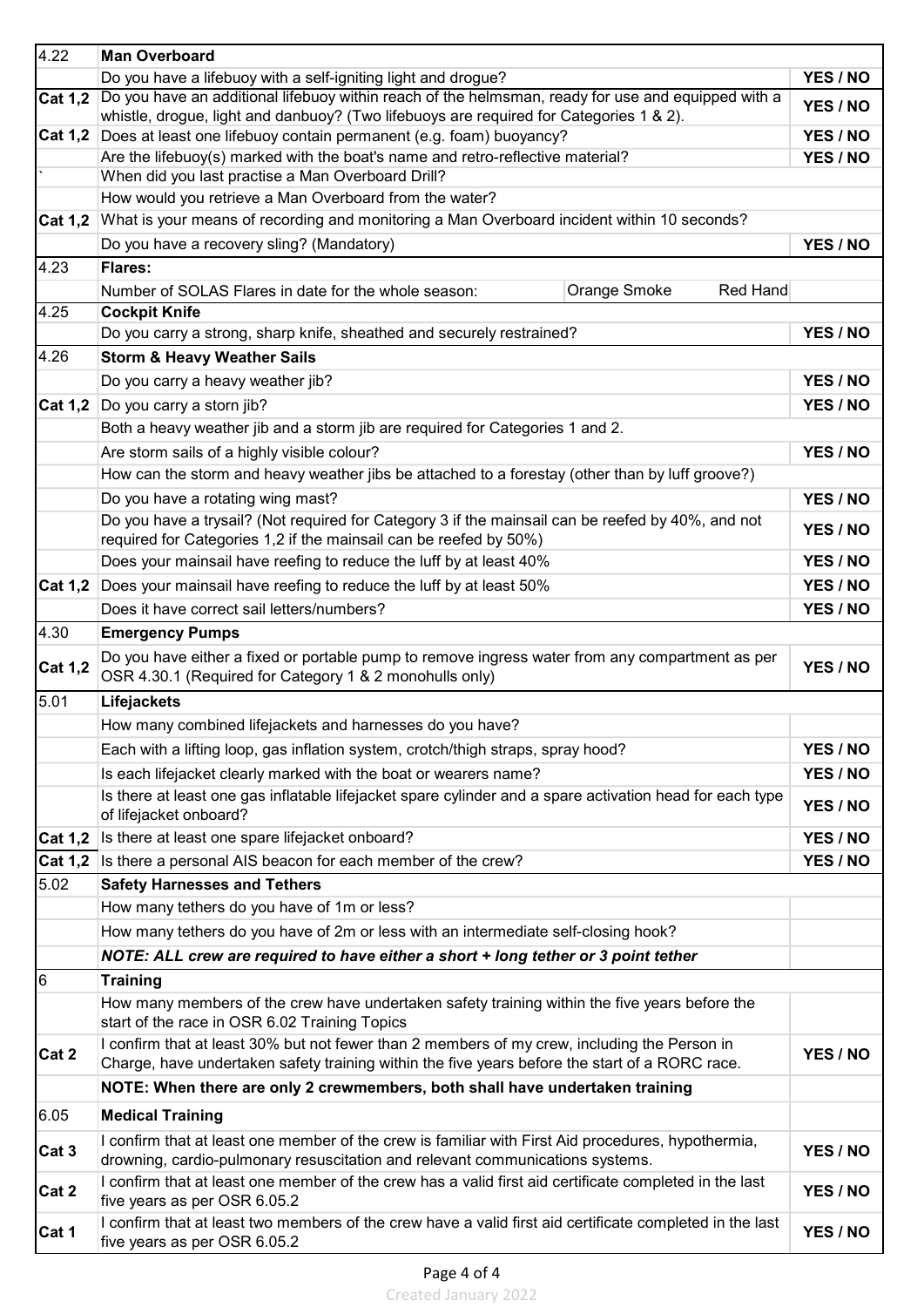| | | |
|---|---|---|
| 4.22 | **Man Overboard** | |
| | Do you have a lifebuoy with a self-igniting light and drogue? | **YES / NO** |
| **Cat 1,2** | Do you have an additional lifebuoy within reach of the helmsman, ready for use and equipped with a whistle, drogue, light and danbuoy? (Two lifebuoys are required for Categories 1 & 2). | **YES / NO** |
| **Cat 1,2** | Does at least one lifebuoy contain permanent (e.g. foam) buoyancy? | **YES / NO** |
| | Are the lifebuoy(s) marked with the boat's name and retro-reflective material? | **YES / NO** |
| ` | When did you last practise a Man Overboard Drill? | |
| | How would you retrieve a Man Overboard from the water? | |
| **Cat 1,2** | What is your means of recording and monitoring a Man Overboard incident within 10 seconds? | |
| | Do you have a recovery sling? (Mandatory) | **YES / NO** |
| 4.23 | **Flares:** | |
| | Number of SOLAS Flares in date for the whole season: Orange Smoke Red Hand | |
| 4.25 | **Cockpit Knife** | |
| | Do you carry a strong, sharp knife, sheathed and securely restrained? | **YES / NO** |
| 4.26 | **Storm & Heavy Weather Sails** | |
| | Do you carry a heavy weather jib? | **YES / NO** |
| **Cat 1,2** | Do you carry a storn jib? | **YES / NO** |
| | Both a heavy weather jib and a storm jib are required for Categories 1 and 2. | |
| | Are storm sails of a highly visible colour? | **YES / NO** |
| | How can the storm and heavy weather jibs be attached to a forestay (other than by luff groove?) | |
| | Do you have a rotating wing mast? | **YES / NO** |
| | Do you have a trysail? (Not required for Category 3 if the mainsail can be reefed by 40%, and not required for Categories 1,2 if the mainsail can be reefed by 50%) | **YES / NO** |
| | Does your mainsail have reefing to reduce the luff by at least 40% | **YES / NO** |
| **Cat 1,2** | Does your mainsail have reefing to reduce the luff by at least 50% | **YES / NO** |
| | Does it have correct sail letters/numbers? | **YES / NO** |
| 4.30 | **Emergency Pumps** | |
| **Cat 1,2** | Do you have either a fixed or portable pump to remove ingress water from any compartment as per OSR 4.30.1 (Required for Category 1 & 2 monohulls only) | **YES / NO** |
| 5.01 | **Lifejackets** | |
| | How many combined lifejackets and harnesses do you have? | |
| | Each with a lifting loop, gas inflation system, crotch/thigh straps, spray hood? | **YES / NO** |
| | Is each lifejacket clearly marked with the boat or wearers name? | **YES / NO** |
| | Is there at least one gas inflatable lifejacket spare cylinder and a spare activation head for each type of lifejacket onboard? | **YES / NO** |
| **Cat 1,2** | Is there at least one spare lifejacket onboard? | **YES / NO** |
| **Cat 1,2** | Is there a personal AIS beacon for each member of the crew? | **YES / NO** |
| 5.02 | **Safety Harnesses and Tethers** | |
| | How many tethers do you have of 1m or less? | |
| | How many tethers do you have of 2m or less with an intermediate self-closing hook? | |
| | ***NOTE: ALL crew are required to have either a short + long tether or 3 point tether*** | |
| 6 | **Training** | |
| | How many members of the crew have undertaken safety training within the five years before the start of the race in OSR 6.02 Training Topics | |
| **Cat 2** | I confirm that at least 30% but not fewer than 2 members of my crew, including the Person in Charge, have undertaken safety training within the five years before the start of a RORC race. | **YES / NO** |
| | **NOTE: When there are only 2 crewmembers, both shall have undertaken training** | |
| 6.05 | **Medical Training** | |
| **Cat 3** | I confirm that at least one member of the crew is familiar with First Aid procedures, hypothermia, drowning, cardio-pulmonary resuscitation and relevant communications systems. | **YES / NO** |
| **Cat 2** | I confirm that at least one member of the crew has a valid first aid certificate completed in the last five years as per OSR 6.05.2 | **YES / NO** |
| **Cat 1** | I confirm that at least two members of the crew have a valid first aid certificate completed in the last five years as per OSR 6.05.2 | **YES / NO** |

Created January 2022